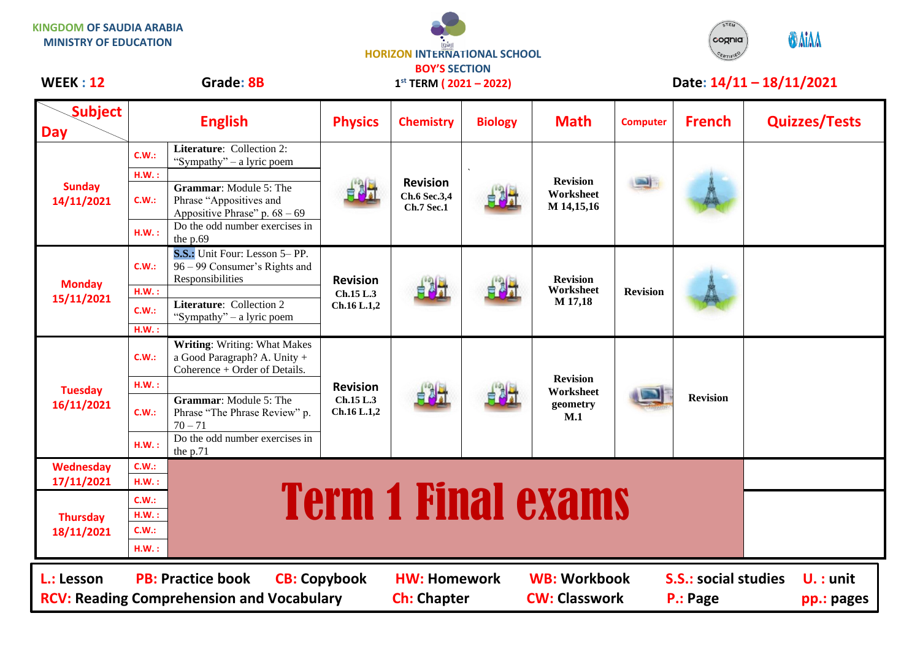KINGDOM OF SAUDIA ARABIA
MINISTRY OF EDUCATION

HORIZON INTERNATIONAL SCHOOL
BOY'S SECTION

**WEEK : 12** **Grade: 8B** **1st TERM ( 2021 – 2022)** **Date: 14/11 – 18/11/2021**

| Day | | English | Physics | Chemistry | Biology | Math | Computer | French | Quizzes/Tests |
|---|---|---|---|---|---|---|---|---|---|
| Sunday 14/11/2021 | C.W.: | **Literature**: Collection 2: "Sympathy" – a lyric poem | | **Revision** Ch.6 Sec.3,4 Ch.7 Sec.1 | | **Revision Worksheet M 14,15,16** | | | |
| | H.W. : | | | | | | | | |
| | C.W.: | **Grammar**: Module 5: The Phrase "Appositives and Appositive Phrase" p. 68 – 69 | | | | | | | |
| | H.W. : | Do the odd number exercises in the p.69 | | | | | | | |
| Monday 15/11/2021 | C.W.: | **S.S.:** Unit Four: Lesson 5– PP. 96 – 99 Consumer's Rights and Responsibilities | **Revision** Ch.15 L.3 Ch.16 L.1,2 | | | **Revision Worksheet M 17,18** | **Revision** | | |
| | H.W. : | | | | | | | | |
| | C.W.: | **Literature**: Collection 2 "Sympathy" – a lyric poem | | | | | | | |
| | H.W. : | | | | | | | | |
| Tuesday 16/11/2021 | C.W.: | **Writing**: Writing: What Makes a Good Paragraph? A. Unity + Coherence + Order of Details. | **Revision** Ch.15 L.3 Ch.16 L.1,2 | | | **Revision Worksheet geometry M.1** | | **Revision** | |
| | H.W. : | | | | | | | | |
| | C.W.: | **Grammar**: Module 5: The Phrase "The Phrase Review" p. 70 – 71 | | | | | | | |
| | H.W. : | Do the odd number exercises in the p.71 | | | | | | | |
| Wednesday 17/11/2021 | C.W.: | **Term 1 Final exams** | | | | | | | |
| | H.W. : | | | | | | | | |
| Thursday 18/11/2021 | C.W.: | | | | | | | | |
| | H.W. : | | | | | | | | |
| | C.W.: | | | | | | | | |
| | H.W. : | | | | | | | | |

**L.: Lesson** **PB: Practice book** **CB: Copybook** **HW: Homework** **WB: Workbook** **S.S.: social studies** **U. : unit**
**RCV: Reading Comprehension and Vocabulary** **Ch: Chapter** **CW: Classwork** **P.: Page** **pp.: pages**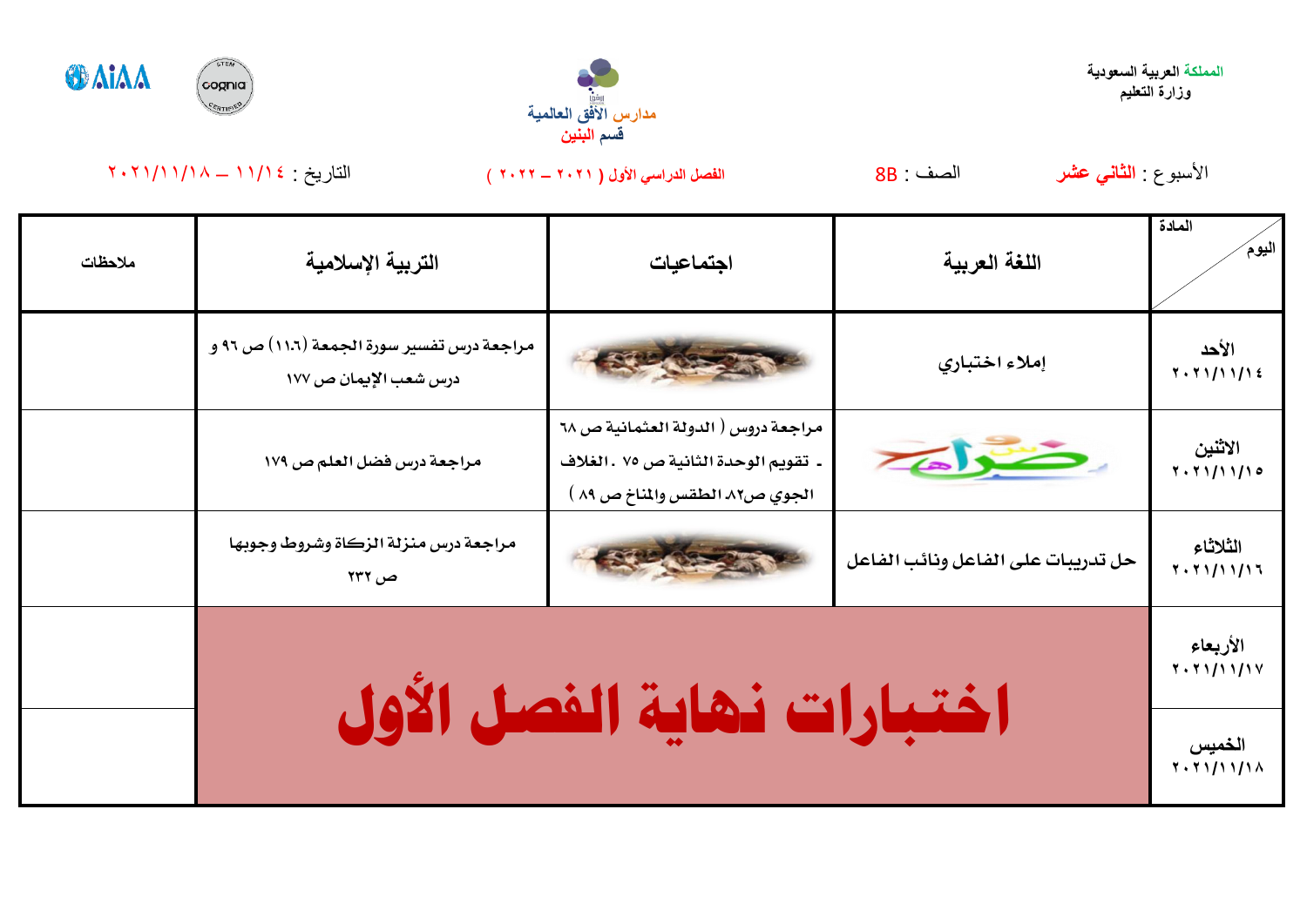المملكة العربية السعودية
وزارة التعليم

مدارس الأفق العالمية
قسم البنين

الأسبوع : الثاني عشر | الصف : 8B | الفصل الدراسي الأول ( ٢٠٢١ – ٢٠٢٢ ) | التاريخ : ١١/١٤ – ٢٠٢١/١١/١٨

| اليوم / المادة | اللغة العربية | اجتماعيات | التربية الإسلامية | ملاحظات |
|---|---|---|---|---|
| الأحد ٢٠٢١/١١/١٤ | إملاء اختباري | | مراجعة درس تفسير سورة الجمعة (١١.٦) ص ٩٦ و درس شعب الإيمان ص ١٧٧ | |
| الاثنين ٢٠٢١/١١/١٥ | | مراجعة دروس ( الدولة العثمانية ص ٦٨ - تقويم الوحدة الثانية ص ٧٥ . الغلاف الجوي ص٨٢ الطقس والمناخ ص ٨٩ ) | مراجعة درس فضل العلم ص ١٧٩ | |
| الثلاثاء ٢٠٢١/١١/١٦ | حل تدريبات على الفاعل ونائب الفاعل | | مراجعة درس منزلة الزكاة وشروط وجوبها ص ٢٣٢ | |
| الأربعاء ٢٠٢١/١١/١٧ | اختبارات نهاية الفصل الأول | | | |
| الخميس ٢٠٢١/١١/١٨ | اختبارات نهاية الفصل الأول | | | |